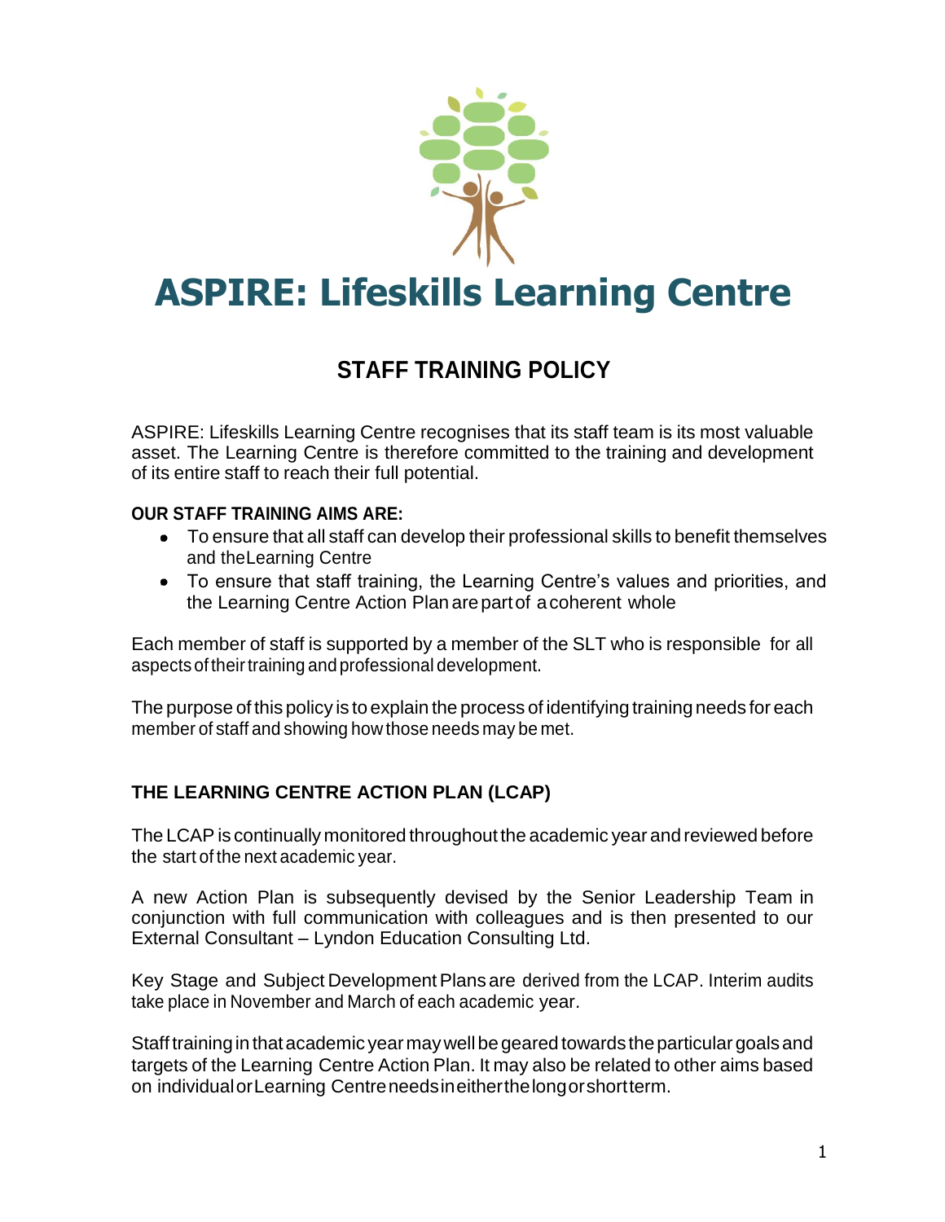# ASPIRE: Lifeskills Learning Centre

## STAFF TRAINING POLICY

ASPIRE: Lifeskills Learning Centre recognises that its staff team is its most valuable asset. The Learning Centre is therefore committed to the training and development of its entire staff to reach their full potential.

**OUR STAFF TRAINING AIMS ARE:**

- To ensure that all staff can develop their professional skills to benefit themselves and the Learning Centre
- To ensure that staff training, the Learning Centre's values and priorities, and the Learning Centre Action Plan are part of a coherent whole

Each member of staff is supported by a member of the SLT who is responsible for all aspects of their training and professional development.

The purpose of this policy is to explain the process of identifying training needs for each member of staff and showing how those needs may be met.

### THE LEARNING CENTRE ACTION PLAN (LCAP)

The LCAP is continually monitored throughout the academic year and reviewed before the start of the next academic year.

A new Action Plan is subsequently devised by the Senior Leadership Team in conjunction with full communication with colleagues and is then presented to our External Consultant – Lyndon Education Consulting Ltd.

Key Stage and Subject Development Plans are derived from the LCAP. Interim audits take place in November and March of each academic year.

Staff training in that academic year may well be geared towards the particular goals and targets of the Learning Centre Action Plan. It may also be related to other aims based on individual or Learning Centre needs in either the long or short term.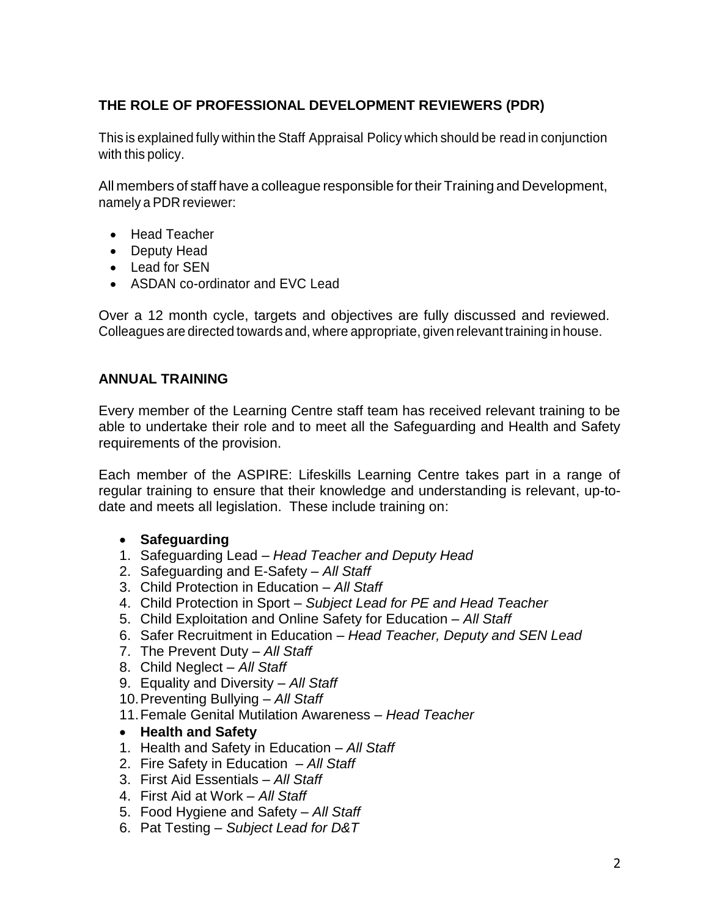## THE ROLE OF PROFESSIONAL DEVELOPMENT REVIEWERS (PDR)

This is explained fully within the Staff Appraisal Policy which should be read in conjunction with this policy.

All members of staff have a colleague responsible for their Training and Development, namely a PDR reviewer:

- Head Teacher
- Deputy Head
- Lead for SEN
- ASDAN co-ordinator and EVC Lead

Over a 12 month cycle, targets and objectives are fully discussed and reviewed. Colleagues are directed towards and, where appropriate, given relevant training in house.

## ANNUAL TRAINING

Every member of the Learning Centre staff team has received relevant training to be able to undertake their role and to meet all the Safeguarding and Health and Safety requirements of the provision.

Each member of the ASPIRE: Lifeskills Learning Centre takes part in a range of regular training to ensure that their knowledge and understanding is relevant, up-to-date and meets all legislation. These include training on:

- **Safeguarding**

1. Safeguarding Lead – *Head Teacher and Deputy Head*
2. Safeguarding and E-Safety – *All Staff*
3. Child Protection in Education – *All Staff*
4. Child Protection in Sport – *Subject Lead for PE and Head Teacher*
5. Child Exploitation and Online Safety for Education – *All Staff*
6. Safer Recruitment in Education – *Head Teacher, Deputy and SEN Lead*
7. The Prevent Duty – *All Staff*
8. Child Neglect – *All Staff*
9. Equality and Diversity – *All Staff*
10. Preventing Bullying – *All Staff*
11. Female Genital Mutilation Awareness – *Head Teacher*

- **Health and Safety**

1. Health and Safety in Education – *All Staff*
2. Fire Safety in Education – *All Staff*
3. First Aid Essentials – *All Staff*
4. First Aid at Work – *All Staff*
5. Food Hygiene and Safety – *All Staff*
6. Pat Testing – *Subject Lead for D&T*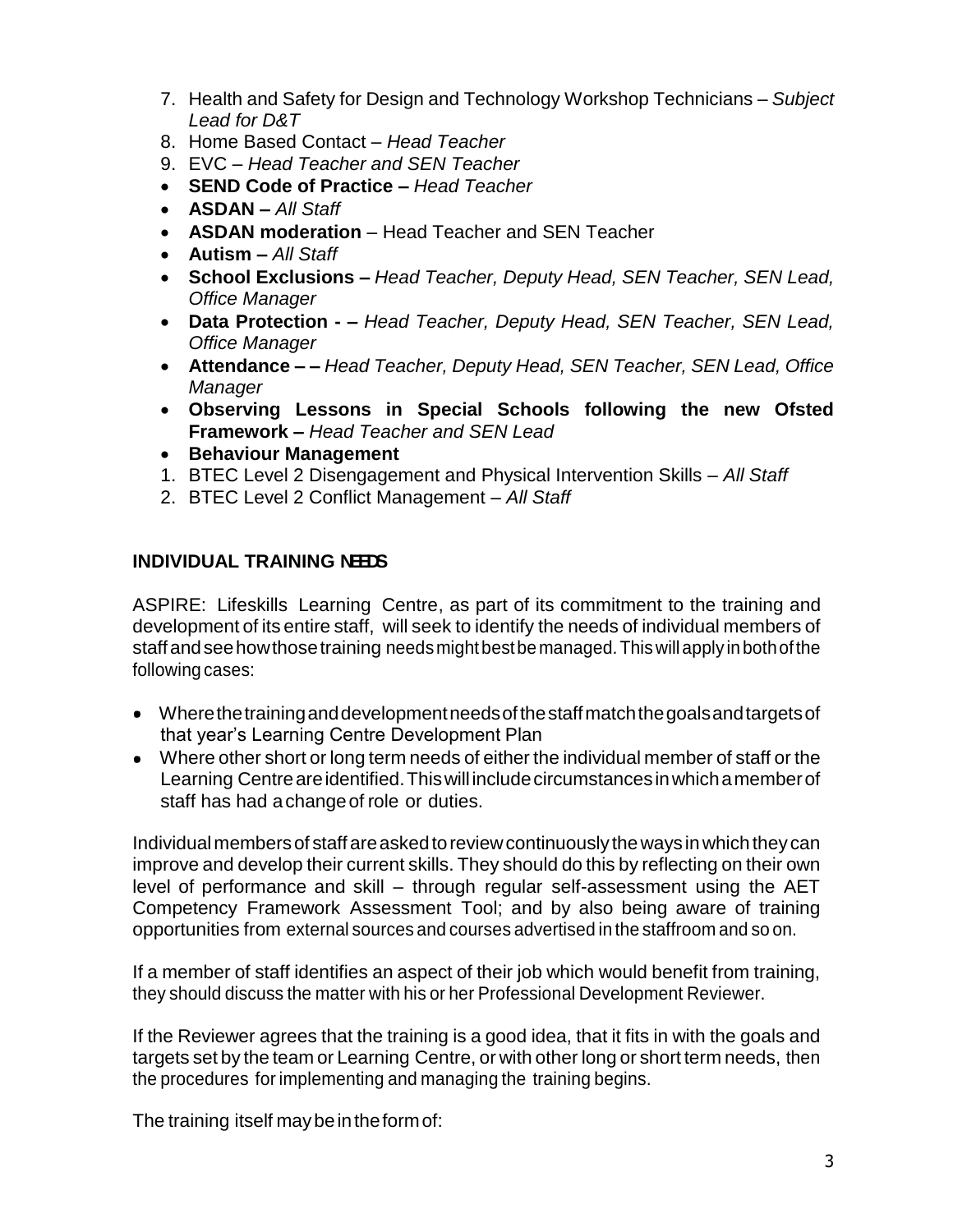7. Health and Safety for Design and Technology Workshop Technicians – *Subject Lead for D&T*
8. Home Based Contact – *Head Teacher*
9. EVC – *Head Teacher and SEN Teacher*

- **SEND Code of Practice –** *Head Teacher*
- **ASDAN –** *All Staff*
- **ASDAN moderation** – Head Teacher and SEN Teacher
- **Autism –** *All Staff*
- **School Exclusions –** *Head Teacher, Deputy Head, SEN Teacher, SEN Lead, Office Manager*
- **Data Protection - –** *Head Teacher, Deputy Head, SEN Teacher, SEN Lead, Office Manager*
- **Attendance – –** *Head Teacher, Deputy Head, SEN Teacher, SEN Lead, Office Manager*
- **Observing Lessons in Special Schools following the new Ofsted Framework –** *Head Teacher and SEN Lead*
- **Behaviour Management**

1. BTEC Level 2 Disengagement and Physical Intervention Skills – *All Staff*
2. BTEC Level 2 Conflict Management – *All Staff*

## INDIVIDUAL TRAINING NEEDS

ASPIRE: Lifeskills Learning Centre, as part of its commitment to the training and development of its entire staff, will seek to identify the needs of individual members of staff and see how those training needs might best be managed. This will apply in both of the following cases:

- Where the training and development needs of the staff match the goals and targets of that year's Learning Centre Development Plan
- Where other short or long term needs of either the individual member of staff or the Learning Centre are identified. This will include circumstances in which a member of staff has had a change of role or duties.

Individual members of staff are asked to review continuously the ways in which they can improve and develop their current skills. They should do this by reflecting on their own level of performance and skill – through regular self-assessment using the AET Competency Framework Assessment Tool; and by also being aware of training opportunities from external sources and courses advertised in the staffroom and so on.

If a member of staff identifies an aspect of their job which would benefit from training, they should discuss the matter with his or her Professional Development Reviewer.

If the Reviewer agrees that the training is a good idea, that it fits in with the goals and targets set by the team or Learning Centre, or with other long or short term needs, then the procedures for implementing and managing the training begins.

The training itself may be in the form of: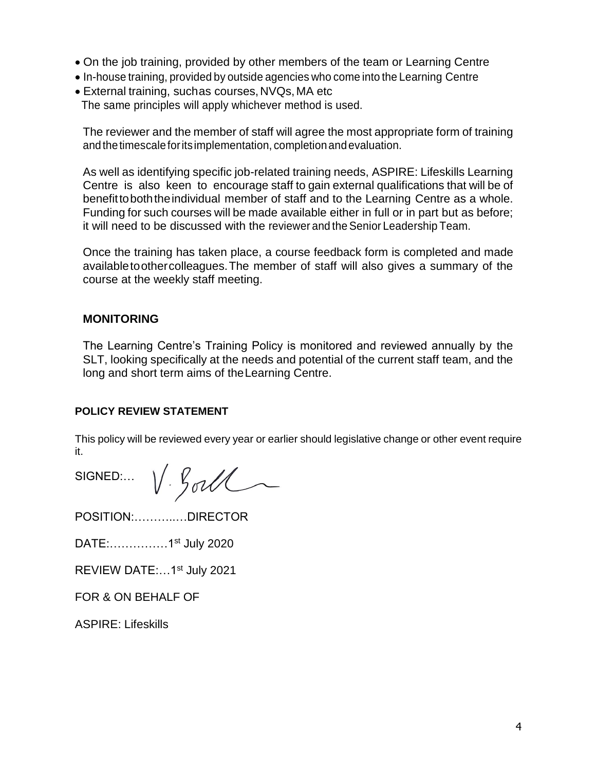- On the job training, provided by other members of the team or Learning Centre
- In-house training, provided by outside agencies who come into the Learning Centre
- External training, suchas courses, NVQs, MA etc

The same principles will apply whichever method is used.

The reviewer and the member of staff will agree the most appropriate form of training and the timescale for its implementation, completion and evaluation.

As well as identifying specific job-related training needs, ASPIRE: Lifeskills Learning Centre is also keen to encourage staff to gain external qualifications that will be of benefit to both the individual member of staff and to the Learning Centre as a whole. Funding for such courses will be made available either in full or in part but as before; it will need to be discussed with the reviewer and the Senior Leadership Team.

Once the training has taken place, a course feedback form is completed and made available to other colleagues. The member of staff will also gives a summary of the course at the weekly staff meeting.

## MONITORING

The Learning Centre's Training Policy is monitored and reviewed annually by the SLT, looking specifically at the needs and potential of the current staff team, and the long and short term aims of the Learning Centre.

### POLICY REVIEW STATEMENT

This policy will be reviewed every year or earlier should legislative change or other event require it.

SIGNED:… V. Boll

POSITION:………..…DIRECTOR

DATE:……………1st July 2020

REVIEW DATE:…1st July 2021

FOR & ON BEHALF OF

ASPIRE: Lifeskills